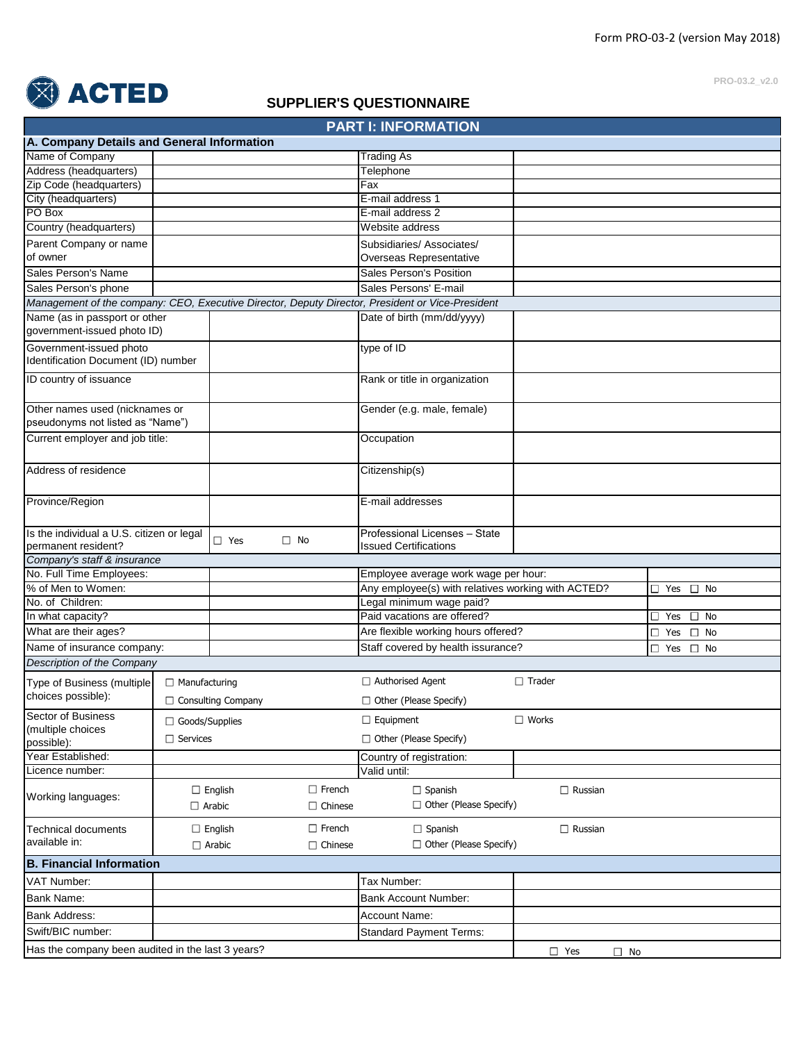Form PRO-03-2 (version May 2018)

PRO-03.2_v2.0

**ACTED**

## SUPPLIER'S QUESTIONNAIRE

## PART I: INFORMATION

### A. Company Details and General Information

| | | | |
|---|---|---|---|
| Name of Company | | Trading As | |
| Address (headquarters) | | Telephone | |
| Zip Code (headquarters) | | Fax | |
| City (headquarters) | | E-mail address 1 | |
| PO Box | | E-mail address 2 | |
| Country (headquarters) | | Website address | |
| Parent Company or name of owner | | Subsidiaries/ Associates/ Overseas Representative | |
| Sales Person's Name | | Sales Person's Position | |
| Sales Person's phone | | Sales Persons' E-mail | |

*Management of the company: CEO, Executive Director, Deputy Director, President or Vice-President*

| | | | |
|---|---|---|---|
| Name (as in passport or other government-issued photo ID) | | Date of birth (mm/dd/yyyy) | |
| Government-issued photo Identification Document (ID) number | | type of ID | |
| ID country of issuance | | Rank or title in organization | |
| Other names used (nicknames or pseudonyms not listed as "Name") | | Gender (e.g. male, female) | |
| Current employer and job title: | | Occupation | |
| Address of residence | | Citizenship(s) | |
| Province/Region | | E-mail addresses | |
| Is the individual a U.S. citizen or legal permanent resident? | ☐ Yes ☐ No | Professional Licenses – State Issued Certifications | |

*Company's staff & insurance*

| | | | |
|---|---|---|---|
| No. Full Time Employees: | | Employee average work wage per hour: | |
| % of Men to Women: | | Any employee(s) with relatives working with ACTED? | ☐ Yes ☐ No |
| No. of Children: | | Legal minimum wage paid? | |
| In what capacity? | | Paid vacations are offered? | ☐ Yes ☐ No |
| What are their ages? | | Are flexible working hours offered? | ☐ Yes ☐ No |
| Name of insurance company: | | Staff covered by health issurance? | ☐ Yes ☐ No |

*Description of the Company*

| | | | |
|---|---|---|---|
| Type of Business (multiple choices possible): | ☐ Manufacturing<br>☐ Consulting Company | ☐ Authorised Agent<br>☐ Other (Please Specify) | ☐ Trader |
| Sector of Business (multiple choices possible): | ☐ Goods/Supplies<br>☐ Services | ☐ Equipment<br>☐ Other (Please Specify) | ☐ Works |
| Year Established: | | Country of registration: | |
| Licence number: | | Valid until: | |
| Working languages: | ☐ English ☐ French ☐ Spanish ☐ Russian<br>☐ Arabic ☐ Chinese ☐ Other (Please Specify) | | |
| Technical documents available in: | ☐ English ☐ French ☐ Spanish ☐ Russian<br>☐ Arabic ☐ Chinese ☐ Other (Please Specify) | | |

### B. Financial Information

| | | | |
|---|---|---|---|
| VAT Number: | | Tax Number: | |
| Bank Name: | | Bank Account Number: | |
| Bank Address: | | Account Name: | |
| Swift/BIC number: | | Standard Payment Terms: | |
| Has the company been audited in the last 3 years? | | | ☐ Yes ☐ No |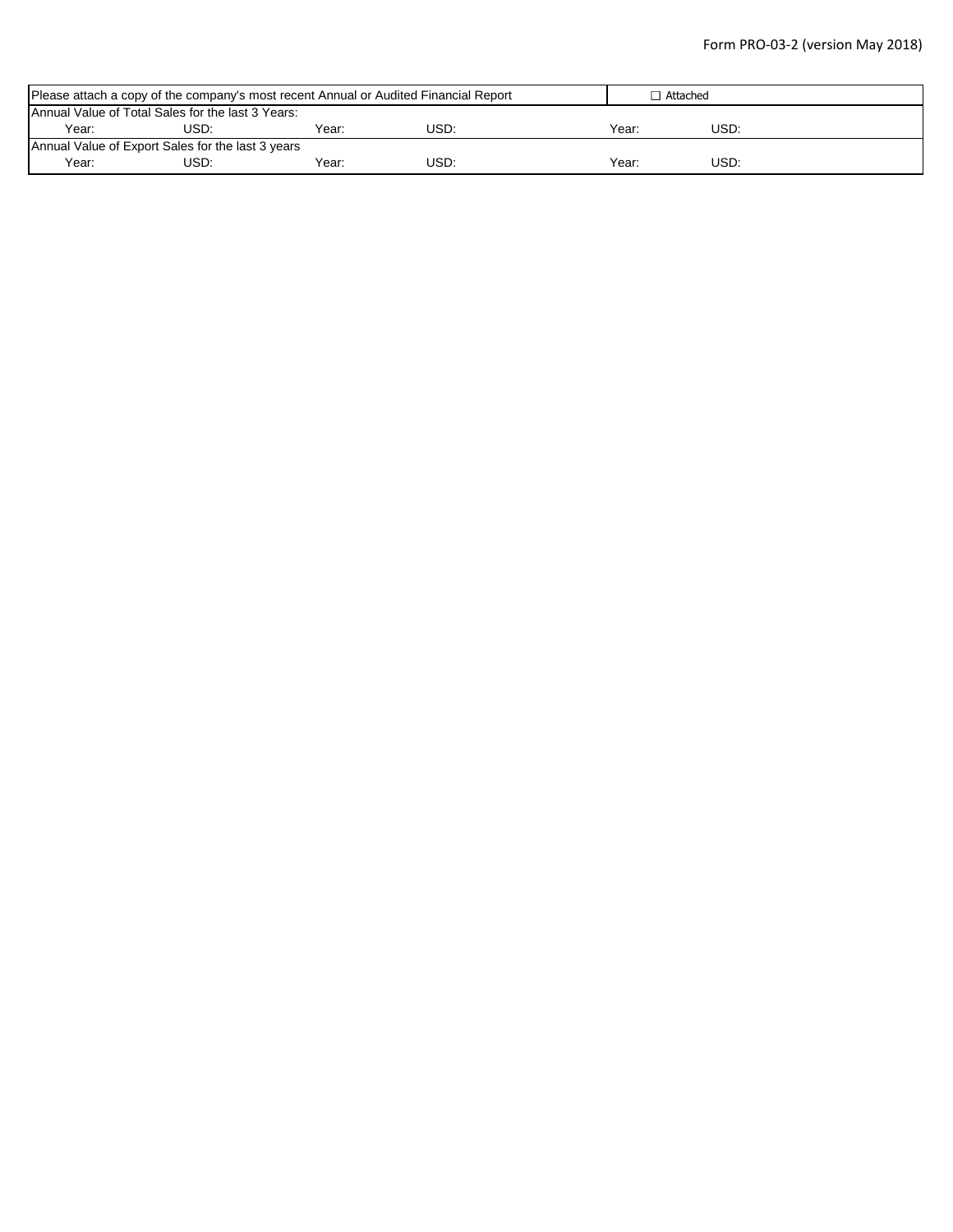| Please attach a copy of the company's most recent Annual or Audited Financial Report | | | | ☐ Attached | |
|---|---|---|---|---|---|
| Annual Value of Total Sales for the last 3 Years: | | | | | |
| Year: | USD: | Year: | USD: | Year: | USD: |
| Annual Value of Export Sales for the last 3 years | | | | | |
| Year: | USD: | Year: | USD: | Year: | USD: |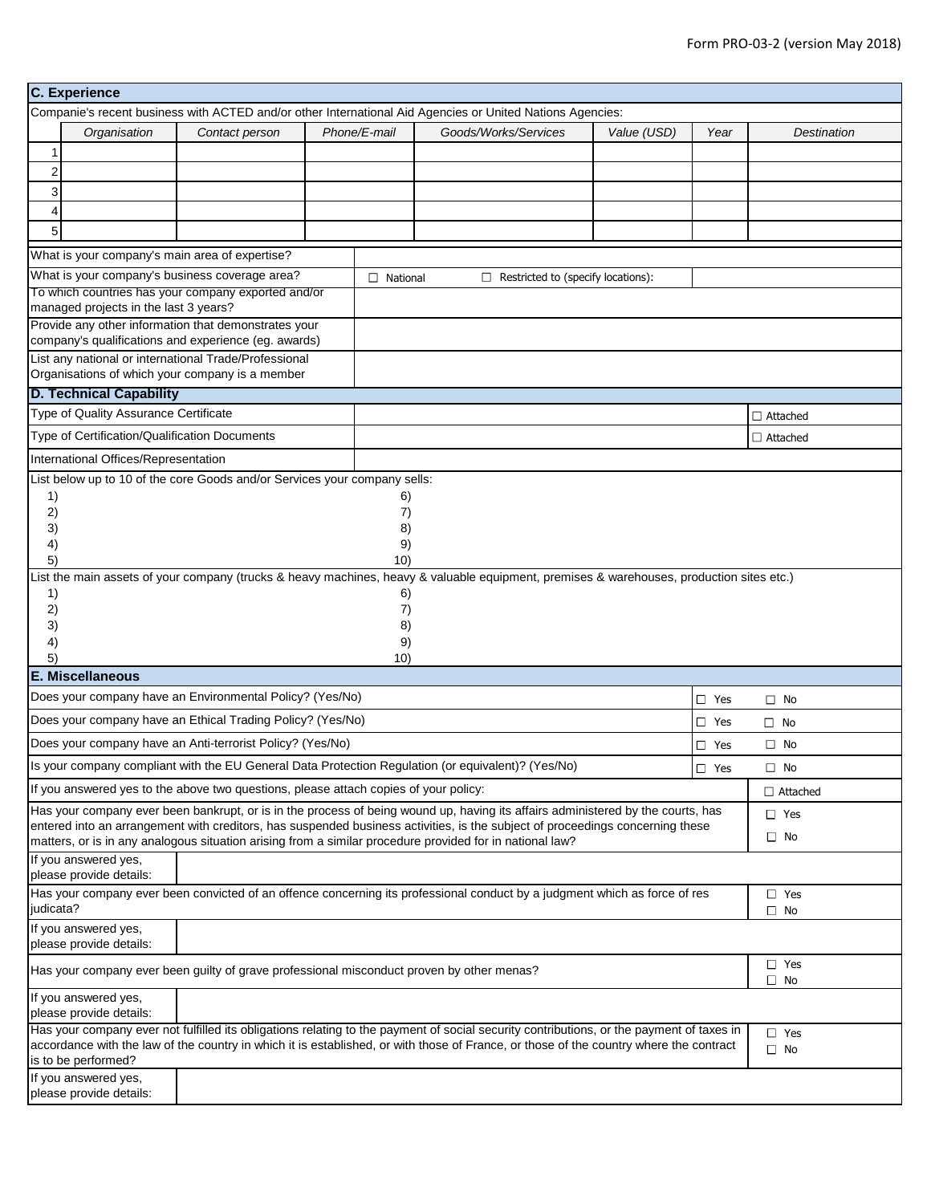## C. Experience

Companie's recent business with ACTED and/or other International Aid Agencies or United Nations Agencies:

| | *Organisation* | *Contact person* | *Phone/E-mail* | *Goods/Works/Services* | *Value (USD)* | *Year* | *Destination* |
|---|---|---|---|---|---|---|---|
| 1 | | | | | | | |
| 2 | | | | | | | |
| 3 | | | | | | | |
| 4 | | | | | | | |
| 5 | | | | | | | |

| | |
|---|---|
| What is your company's main area of expertise? | |
| What is your company's business coverage area? | ☐ National ☐ Restricted to (specify locations): |
| To which countries has your company exported and/or managed projects in the last 3 years? | |
| Provide any other information that demonstrates your company's qualifications and experience (eg. awards) | |
| List any national or international Trade/Professional Organisations of which your company is a member | |

## D. Technical Capability

| | | |
|---|---|---|
| Type of Quality Assurance Certificate | | ☐ Attached |
| Type of Certification/Qualification Documents | | ☐ Attached |
| International Offices/Representation | | |

List below up to 10 of the core Goods and/or Services your company sells:

1) 6)
2) 7)
3) 8)
4) 9)
5) 10)

List the main assets of your company (trucks & heavy machines, heavy & valuable equipment, premises & warehouses, production sites etc.)

1) 6)
2) 7)
3) 8)
4) 9)
5) 10)

## E. Miscellaneous

| | | |
|---|---|---|
| Does your company have an Environmental Policy? (Yes/No) | ☐ Yes | ☐ No |
| Does your company have an Ethical Trading Policy? (Yes/No) | ☐ Yes | ☐ No |
| Does your company have an Anti-terrorist Policy? (Yes/No) | ☐ Yes | ☐ No |
| Is your company compliant with the EU General Data Protection Regulation (or equivalent)? (Yes/No) | ☐ Yes | ☐ No |
| If you answered yes to the above two questions, please attach copies of your policy: | | ☐ Attached |

| | |
|---|---|
| Has your company ever been bankrupt, or is in the process of being wound up, having its affairs administered by the courts, has entered into an arrangement with creditors, has suspended business activities, is the subject of proceedings concerning these matters, or is in any analogous situation arising from a similar procedure provided for in national law? | ☐ Yes ☐ No |
| If you answered yes, please provide details: | |
| Has your company ever been convicted of an offence concerning its professional conduct by a judgment which as force of res judicata? | ☐ Yes ☐ No |
| If you answered yes, please provide details: | |
| Has your company ever been guilty of grave professional misconduct proven by other menas? | ☐ Yes ☐ No |
| If you answered yes, please provide details: | |
| Has your company ever not fulfilled its obligations relating to the payment of social security contributions, or the payment of taxes in accordance with the law of the country in which it is established, or with those of France, or those of the country where the contract is to be performed? | ☐ Yes ☐ No |
| If you answered yes, please provide details: | |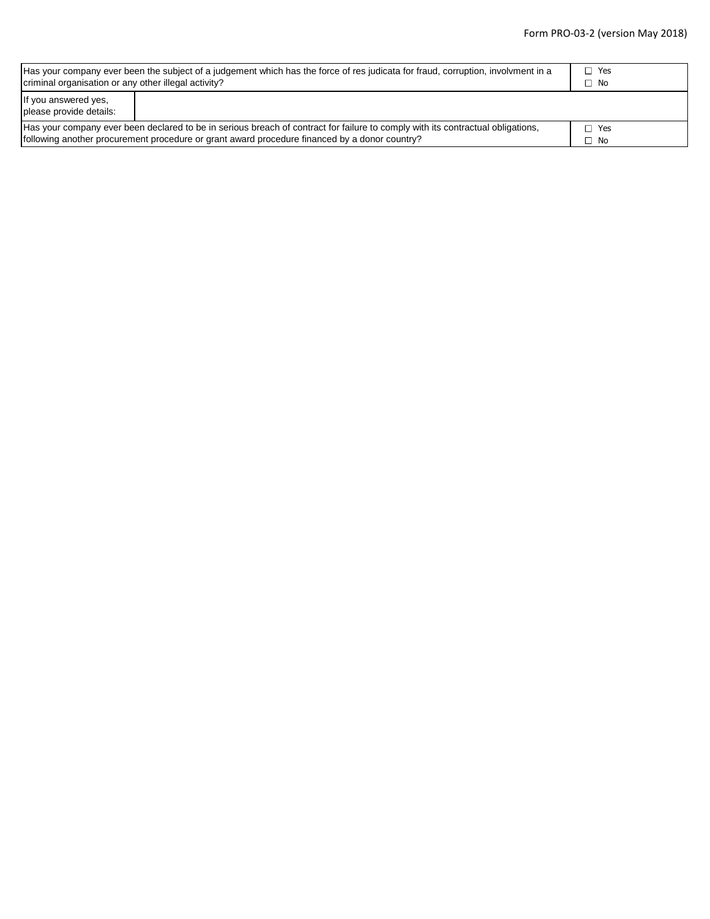| Has your company ever been the subject of a judgement which has the force of res judicata for fraud, corruption, involvment in a criminal organisation or any other illegal activity? | | ☐ Yes<br>☐ No |
|---|---|---|
| If you answered yes, please provide details: | | |
| Has your company ever been declared to be in serious breach of contract for failure to comply with its contractual obligations, following another procurement procedure or grant award procedure financed by a donor country? | | ☐ Yes<br>☐ No |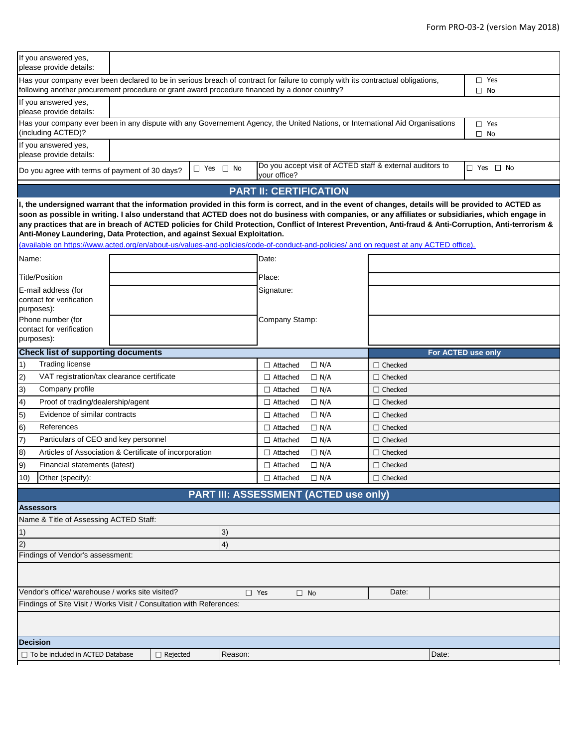| | |
|---|---|
| If you answered yes, please provide details: | |
| Has your company ever been declared to be in serious breach of contract for failure to comply with its contractual obligations, following another procurement procedure or grant award procedure financed by a donor country? | ☐ Yes ☐ No |
| If you answered yes, please provide details: | |
| Has your company ever been in any dispute with any Governement Agency, the United Nations, or International Aid Organisations (including ACTED)? | ☐ Yes ☐ No |
| If you answered yes, please provide details: | |

| | | | |
|---|---|---|---|
| Do you agree with terms of payment of 30 days? | ☐ Yes ☐ No | Do you accept visit of ACTED staff & external auditors to your office? | ☐ Yes ☐ No |

## PART II: CERTIFICATION

**I, the undersigned warrant that the information provided in this form is correct, and in the event of changes, details will be provided to ACTED as soon as possible in writing. I also understand that ACTED does not do business with companies, or any affiliates or subsidiaries, which engage in any practices that are in breach of ACTED policies for Child Protection, Conflict of Interest Prevention, Anti-fraud & Anti-Corruption, Anti-terrorism & Anti-Money Laundering, Data Protection, and against Sexual Exploitation.**

(available on https://www.acted.org/en/about-us/values-and-policies/code-of-conduct-and-policies/ and on request at any ACTED office).

| | | | |
|---|---|---|---|
| Name: | | Date: | |
| Title/Position | | Place: | |
| E-mail address (for contact for verification purposes): | | Signature: | |
| Phone number (for contact for verification purposes): | | Company Stamp: | |

| | Check list of supporting documents | | | For ACTED use only |
|---|---|---|---|---|
| 1) | Trading license | ☐ Attached | ☐ N/A | ☐ Checked |
| 2) | VAT registration/tax clearance certificate | ☐ Attached | ☐ N/A | ☐ Checked |
| 3) | Company profile | ☐ Attached | ☐ N/A | ☐ Checked |
| 4) | Proof of trading/dealership/agent | ☐ Attached | ☐ N/A | ☐ Checked |
| 5) | Evidence of similar contracts | ☐ Attached | ☐ N/A | ☐ Checked |
| 6) | References | ☐ Attached | ☐ N/A | ☐ Checked |
| 7) | Particulars of CEO and key personnel | ☐ Attached | ☐ N/A | ☐ Checked |
| 8) | Articles of Association & Certificate of incorporation | ☐ Attached | ☐ N/A | ☐ Checked |
| 9) | Financial statements (latest) | ☐ Attached | ☐ N/A | ☐ Checked |
| 10) | Other (specify): | ☐ Attached | ☐ N/A | ☐ Checked |

## PART III: ASSESSMENT (ACTED use only)

**Assessors**

Name & Title of Assessing ACTED Staff:

| | |
|---|---|
| 1) | 3) |
| 2) | 4) |

Findings of Vendor's assessment:

| | | | |
|---|---|---|---|
| Vendor's office/ warehouse / works site visited? | ☐ Yes ☐ No | Date: | |

Findings of Site Visit / Works Visit / Consultation with References:

**Decision**

| | | | |
|---|---|---|---|
| ☐ To be included in ACTED Database | ☐ Rejected | Reason: | Date: |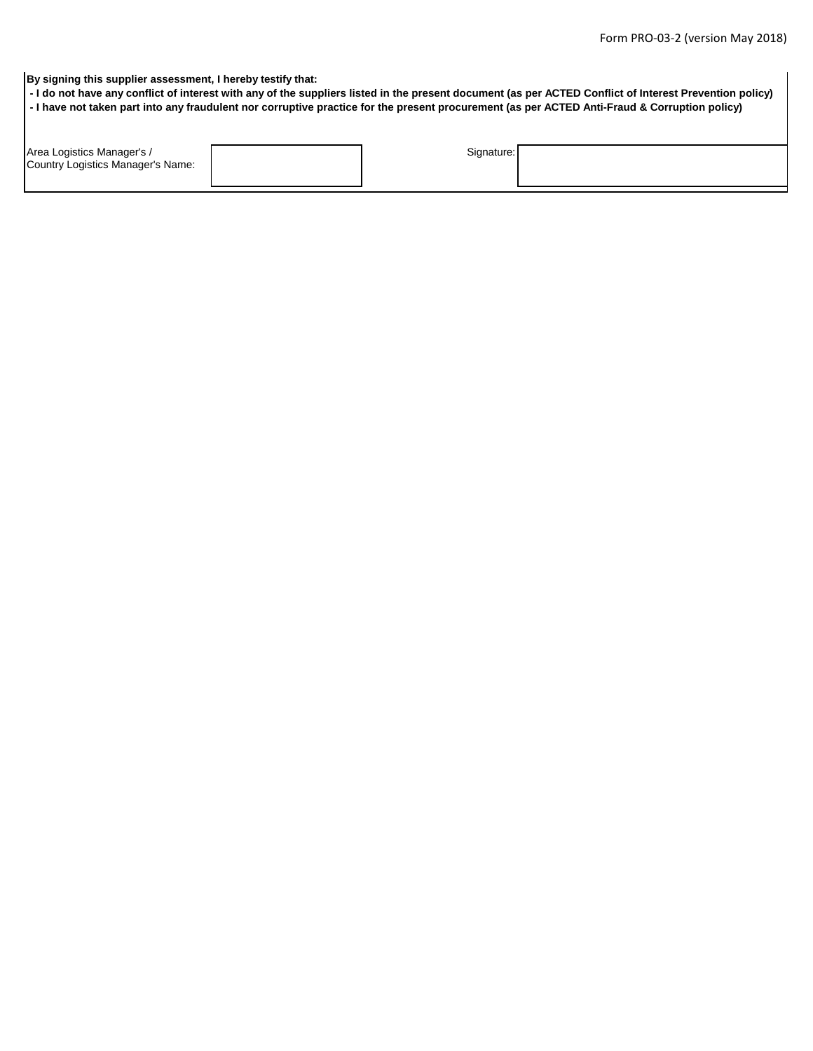**By signing this supplier assessment, I hereby testify that:**

**- I do not have any conflict of interest with any of the suppliers listed in the present document (as per ACTED Conflict of Interest Prevention policy)**

**- I have not taken part into any fraudulent nor corruptive practice for the present procurement (as per ACTED Anti-Fraud & Corruption policy)**

| | | | |
|---|---|---|---|
| Area Logistics Manager's / Country Logistics Manager's Name: | | Signature: | |